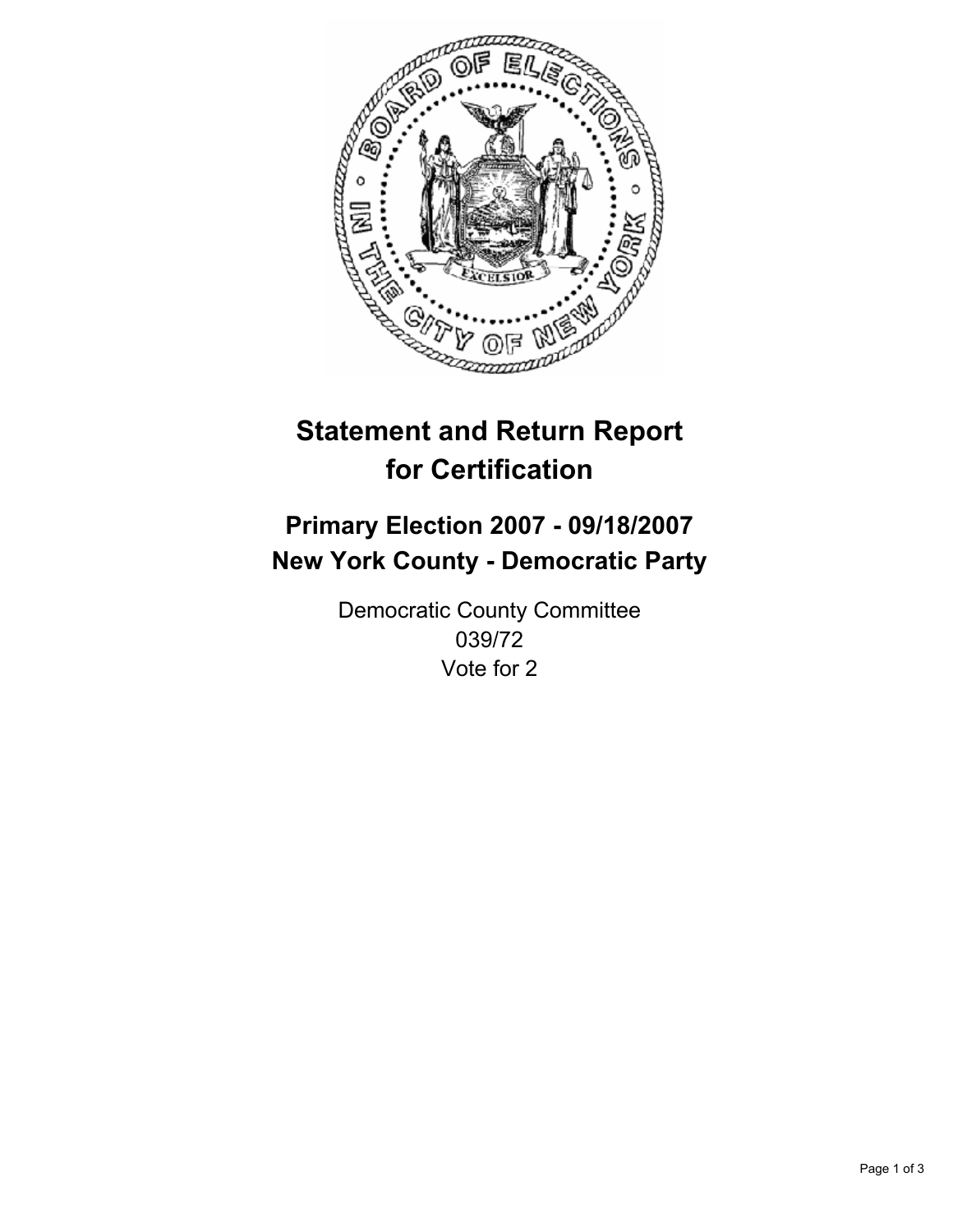# Statement and Return Report for Certification

## Primary Election 2007 - 09/18/2007
## New York County - Democratic Party

Democratic County Committee
039/72
Vote for 2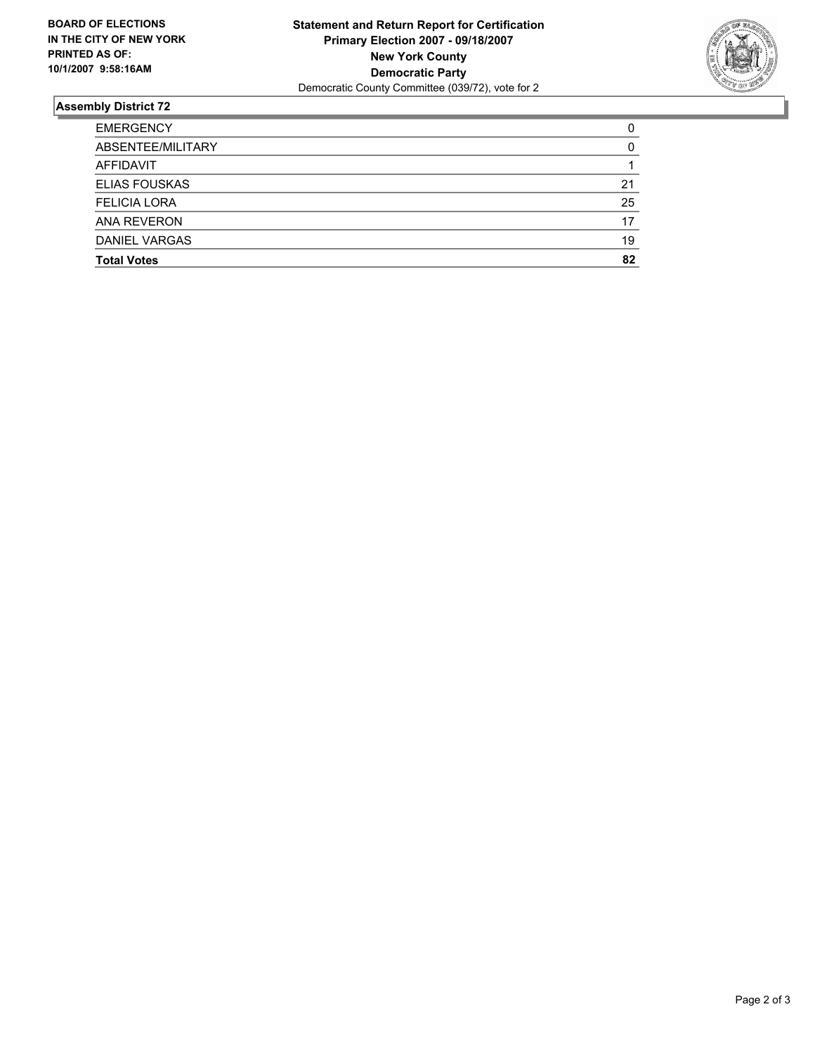**BOARD OF ELECTIONS IN THE CITY OF NEW YORK PRINTED AS OF: 10/1/2007 9:58:16AM**

**Statement and Return Report for Certification**
**Primary Election 2007 - 09/18/2007**
**New York County**
**Democratic Party**
Democratic County Committee (039/72), vote for 2

## Assembly District 72

| | |
|---|---|
| EMERGENCY | 0 |
| ABSENTEE/MILITARY | 0 |
| AFFIDAVIT | 1 |
| ELIAS FOUSKAS | 21 |
| FELICIA LORA | 25 |
| ANA REVERON | 17 |
| DANIEL VARGAS | 19 |
| **Total Votes** | **82** |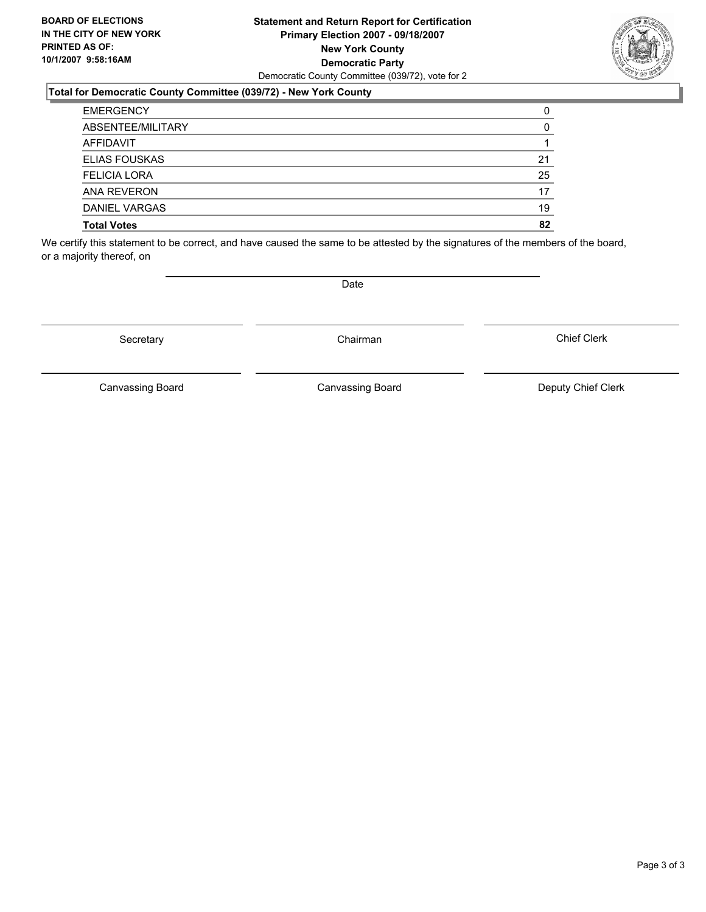**BOARD OF ELECTIONS IN THE CITY OF NEW YORK PRINTED AS OF: 10/1/2007 9:58:16AM**

**Statement and Return Report for Certification**
**Primary Election 2007 - 09/18/2007**
**New York County**
**Democratic Party**
Democratic County Committee (039/72), vote for 2

### Total for Democratic County Committee (039/72) - New York County

| | |
|---|---|
| EMERGENCY | 0 |
| ABSENTEE/MILITARY | 0 |
| AFFIDAVIT | 1 |
| ELIAS FOUSKAS | 21 |
| FELICIA LORA | 25 |
| ANA REVERON | 17 |
| DANIEL VARGAS | 19 |
| **Total Votes** | **82** |

We certify this statement to be correct, and have caused the same to be attested by the signatures of the members of the board, or a majority thereof, on

Date

Secretary

Chairman

Chief Clerk

Canvassing Board

Canvassing Board

Deputy Chief Clerk